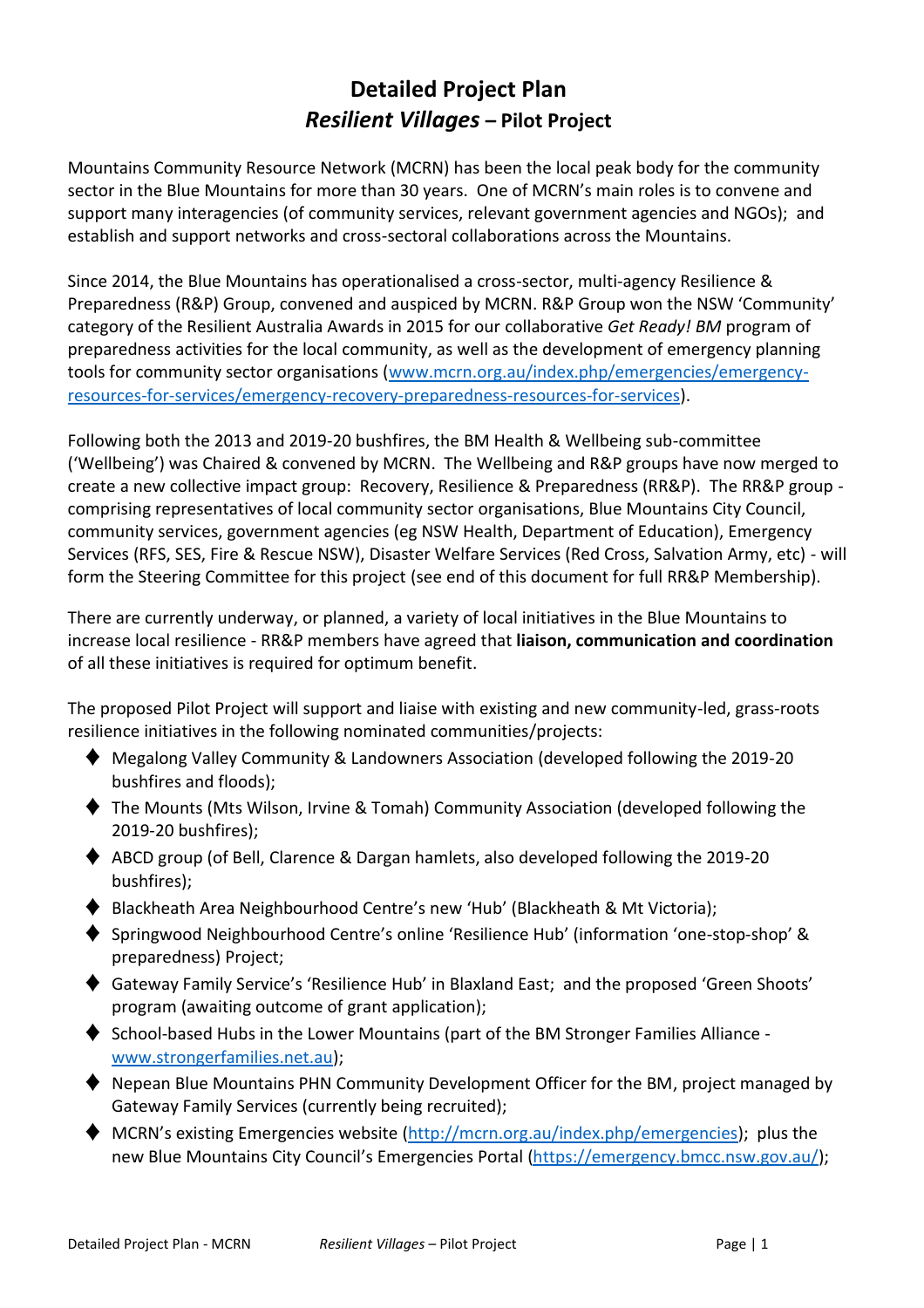# Detailed Project Plan

## *Resilient Villages* – Pilot Project

Mountains Community Resource Network (MCRN) has been the local peak body for the community sector in the Blue Mountains for more than 30 years. One of MCRN's main roles is to convene and support many interagencies (of community services, relevant government agencies and NGOs); and establish and support networks and cross-sectoral collaborations across the Mountains.

Since 2014, the Blue Mountains has operationalised a cross-sector, multi-agency Resilience & Preparedness (R&P) Group, convened and auspiced by MCRN. R&P Group won the NSW 'Community' category of the Resilient Australia Awards in 2015 for our collaborative *Get Ready! BM* program of preparedness activities for the local community, as well as the development of emergency planning tools for community sector organisations ([www.mcrn.org.au/index.php/emergencies/emergency-resources-for-services/emergency-recovery-preparedness-resources-for-services](www.mcrn.org.au/index.php/emergencies/emergency-resources-for-services/emergency-recovery-preparedness-resources-for-services)).

Following both the 2013 and 2019-20 bushfires, the BM Health & Wellbeing sub-committee ('Wellbeing') was Chaired & convened by MCRN. The Wellbeing and R&P groups have now merged to create a new collective impact group: Recovery, Resilience & Preparedness (RR&P). The RR&P group - comprising representatives of local community sector organisations, Blue Mountains City Council, community services, government agencies (eg NSW Health, Department of Education), Emergency Services (RFS, SES, Fire & Rescue NSW), Disaster Welfare Services (Red Cross, Salvation Army, etc) - will form the Steering Committee for this project (see end of this document for full RR&P Membership).

There are currently underway, or planned, a variety of local initiatives in the Blue Mountains to increase local resilience - RR&P members have agreed that **liaison, communication and coordination** of all these initiatives is required for optimum benefit.

The proposed Pilot Project will support and liaise with existing and new community-led, grass-roots resilience initiatives in the following nominated communities/projects:

- Megalong Valley Community & Landowners Association (developed following the 2019-20 bushfires and floods);
- The Mounts (Mts Wilson, Irvine & Tomah) Community Association (developed following the 2019-20 bushfires);
- ABCD group (of Bell, Clarence & Dargan hamlets, also developed following the 2019-20 bushfires);
- Blackheath Area Neighbourhood Centre's new 'Hub' (Blackheath & Mt Victoria);
- Springwood Neighbourhood Centre's online 'Resilience Hub' (information 'one-stop-shop' & preparedness) Project;
- Gateway Family Service's 'Resilience Hub' in Blaxland East; and the proposed 'Green Shoots' program (awaiting outcome of grant application);
- School-based Hubs in the Lower Mountains (part of the BM Stronger Families Alliance - [www.strongerfamilies.net.au](www.strongerfamilies.net.au));
- Nepean Blue Mountains PHN Community Development Officer for the BM, project managed by Gateway Family Services (currently being recruited);
- MCRN's existing Emergencies website ([http://mcrn.org.au/index.php/emergencies](http://mcrn.org.au/index.php/emergencies)); plus the new Blue Mountains City Council's Emergencies Portal ([https://emergency.bmcc.nsw.gov.au/](https://emergency.bmcc.nsw.gov.au/));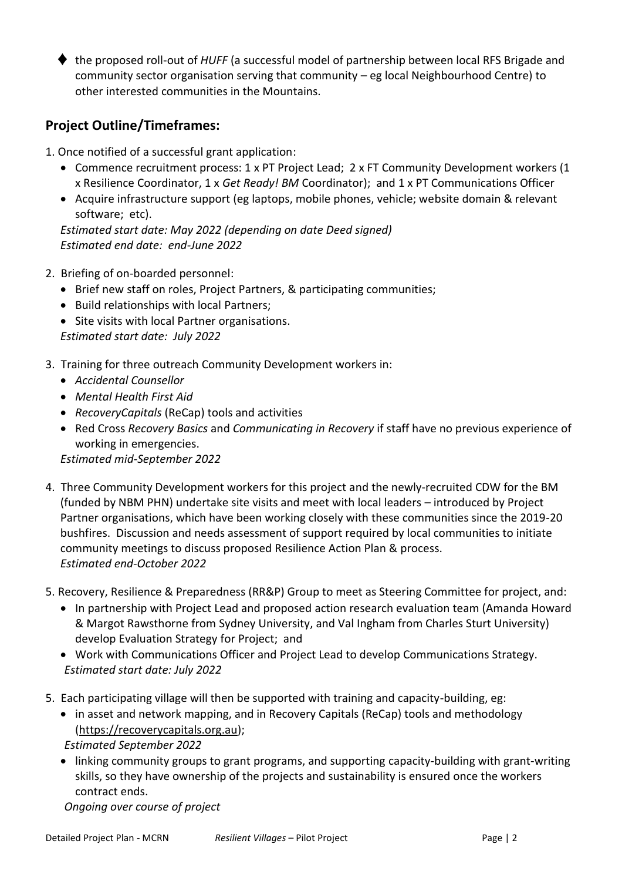- ⧫ the proposed roll-out of *HUFF* (a successful model of partnership between local RFS Brigade and community sector organisation serving that community – eg local Neighbourhood Centre) to other interested communities in the Mountains.

## Project Outline/Timeframes:

1. Once notified of a successful grant application:
   - Commence recruitment process: 1 x PT Project Lead; 2 x FT Community Development workers (1 x Resilience Coordinator, 1 x *Get Ready! BM* Coordinator); and 1 x PT Communications Officer
   - Acquire infrastructure support (eg laptops, mobile phones, vehicle; website domain & relevant software; etc).

   *Estimated start date: May 2022 (depending on date Deed signed)*
   *Estimated end date: end-June 2022*

2. Briefing of on-boarded personnel:
   - Brief new staff on roles, Project Partners, & participating communities;
   - Build relationships with local Partners;
   - Site visits with local Partner organisations.

   *Estimated start date: July 2022*

3. Training for three outreach Community Development workers in:
   - *Accidental Counsellor*
   - *Mental Health First Aid*
   - *RecoveryCapitals* (ReCap) tools and activities
   - Red Cross *Recovery Basics* and *Communicating in Recovery* if staff have no previous experience of working in emergencies.

   *Estimated mid-September 2022*

4. Three Community Development workers for this project and the newly-recruited CDW for the BM (funded by NBM PHN) undertake site visits and meet with local leaders – introduced by Project Partner organisations, which have been working closely with these communities since the 2019-20 bushfires. Discussion and needs assessment of support required by local communities to initiate community meetings to discuss proposed Resilience Action Plan & process.
   *Estimated end-October 2022*

5. Recovery, Resilience & Preparedness (RR&P) Group to meet as Steering Committee for project, and:
   - In partnership with Project Lead and proposed action research evaluation team (Amanda Howard & Margot Rawsthorne from Sydney University, and Val Ingham from Charles Sturt University) develop Evaluation Strategy for Project; and
   - Work with Communications Officer and Project Lead to develop Communications Strategy.

   *Estimated start date: July 2022*

5. Each participating village will then be supported with training and capacity-building, eg:
   - in asset and network mapping, and in Recovery Capitals (ReCap) tools and methodology (https://recoverycapitals.org.au);

     *Estimated September 2022*
   - linking community groups to grant programs, and supporting capacity-building with grant-writing skills, so they have ownership of the projects and sustainability is ensured once the workers contract ends.

     *Ongoing over course of project*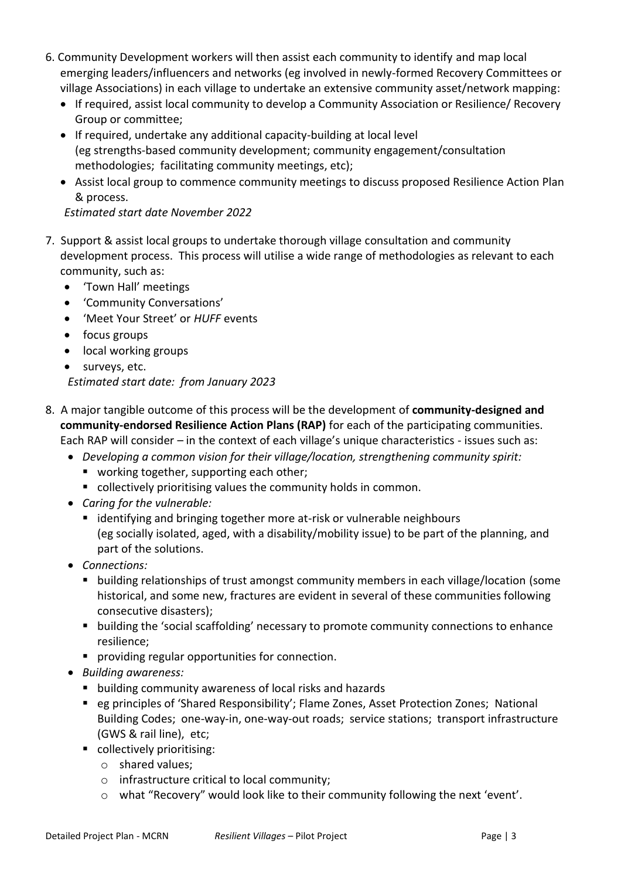6. Community Development workers will then assist each community to identify and map local emerging leaders/influencers and networks (eg involved in newly-formed Recovery Committees or village Associations) in each village to undertake an extensive community asset/network mapping:
   - If required, assist local community to develop a Community Association or Resilience/ Recovery Group or committee;
   - If required, undertake any additional capacity-building at local level (eg strengths-based community development; community engagement/consultation methodologies; facilitating community meetings, etc);
   - Assist local group to commence community meetings to discuss proposed Resilience Action Plan & process.

   *Estimated start date November 2022*

7. Support & assist local groups to undertake thorough village consultation and community development process. This process will utilise a wide range of methodologies as relevant to each community, such as:
   - 'Town Hall' meetings
   - 'Community Conversations'
   - 'Meet Your Street' or *HUFF* events
   - focus groups
   - local working groups
   - surveys, etc.

   *Estimated start date: from January 2023*

8. A major tangible outcome of this process will be the development of **community-designed and community-endorsed Resilience Action Plans (RAP)** for each of the participating communities. Each RAP will consider – in the context of each village's unique characteristics - issues such as:
   - *Developing a common vision for their village/location, strengthening community spirit:*
     - working together, supporting each other;
     - collectively prioritising values the community holds in common.
   - *Caring for the vulnerable:*
     - identifying and bringing together more at-risk or vulnerable neighbours (eg socially isolated, aged, with a disability/mobility issue) to be part of the planning, and part of the solutions.
   - *Connections:*
     - building relationships of trust amongst community members in each village/location (some historical, and some new, fractures are evident in several of these communities following consecutive disasters);
     - building the 'social scaffolding' necessary to promote community connections to enhance resilience;
     - providing regular opportunities for connection.
   - *Building awareness:*
     - building community awareness of local risks and hazards
     - eg principles of 'Shared Responsibility'; Flame Zones, Asset Protection Zones; National Building Codes; one-way-in, one-way-out roads; service stations; transport infrastructure (GWS & rail line), etc;
     - collectively prioritising:
       - shared values;
       - infrastructure critical to local community;
       - what "Recovery" would look like to their community following the next 'event'.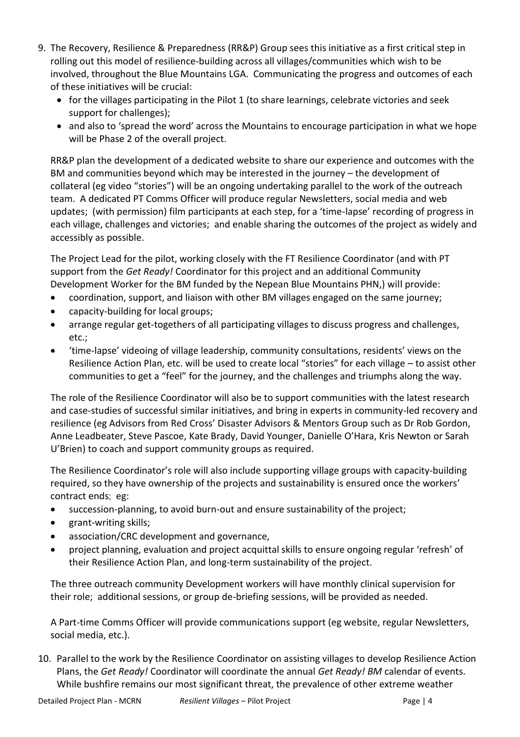9. The Recovery, Resilience & Preparedness (RR&P) Group sees this initiative as a first critical step in rolling out this model of resilience-building across all villages/communities which wish to be involved, throughout the Blue Mountains LGA. Communicating the progress and outcomes of each of these initiatives will be crucial:
   - for the villages participating in the Pilot 1 (to share learnings, celebrate victories and seek support for challenges);
   - and also to 'spread the word' across the Mountains to encourage participation in what we hope will be Phase 2 of the overall project.

   RR&P plan the development of a dedicated website to share our experience and outcomes with the BM and communities beyond which may be interested in the journey – the development of collateral (eg video "stories") will be an ongoing undertaking parallel to the work of the outreach team. A dedicated PT Comms Officer will produce regular Newsletters, social media and web updates; (with permission) film participants at each step, for a 'time-lapse' recording of progress in each village, challenges and victories; and enable sharing the outcomes of the project as widely and accessibly as possible.

   The Project Lead for the pilot, working closely with the FT Resilience Coordinator (and with PT support from the *Get Ready!* Coordinator for this project and an additional Community Development Worker for the BM funded by the Nepean Blue Mountains PHN,) will provide:
   - coordination, support, and liaison with other BM villages engaged on the same journey;
   - capacity-building for local groups;
   - arrange regular get-togethers of all participating villages to discuss progress and challenges, etc.;
   - 'time-lapse' videoing of village leadership, community consultations, residents' views on the Resilience Action Plan, etc. will be used to create local "stories" for each village – to assist other communities to get a "feel" for the journey, and the challenges and triumphs along the way.

   The role of the Resilience Coordinator will also be to support communities with the latest research and case-studies of successful similar initiatives, and bring in experts in community-led recovery and resilience (eg Advisors from Red Cross' Disaster Advisors & Mentors Group such as Dr Rob Gordon, Anne Leadbeater, Steve Pascoe, Kate Brady, David Younger, Danielle O'Hara, Kris Newton or Sarah U'Brien) to coach and support community groups as required.

   The Resilience Coordinator's role will also include supporting village groups with capacity-building required, so they have ownership of the projects and sustainability is ensured once the workers' contract ends; eg:
   - succession-planning, to avoid burn-out and ensure sustainability of the project;
   - grant-writing skills;
   - association/CRC development and governance,
   - project planning, evaluation and project acquittal skills to ensure ongoing regular 'refresh' of their Resilience Action Plan, and long-term sustainability of the project.

   The three outreach community Development workers will have monthly clinical supervision for their role; additional sessions, or group de-briefing sessions, will be provided as needed.

   A Part-time Comms Officer will provide communications support (eg website, regular Newsletters, social media, etc.).

10. Parallel to the work by the Resilience Coordinator on assisting villages to develop Resilience Action Plans, the *Get Ready!* Coordinator will coordinate the annual *Get Ready! BM* calendar of events. While bushfire remains our most significant threat, the prevalence of other extreme weather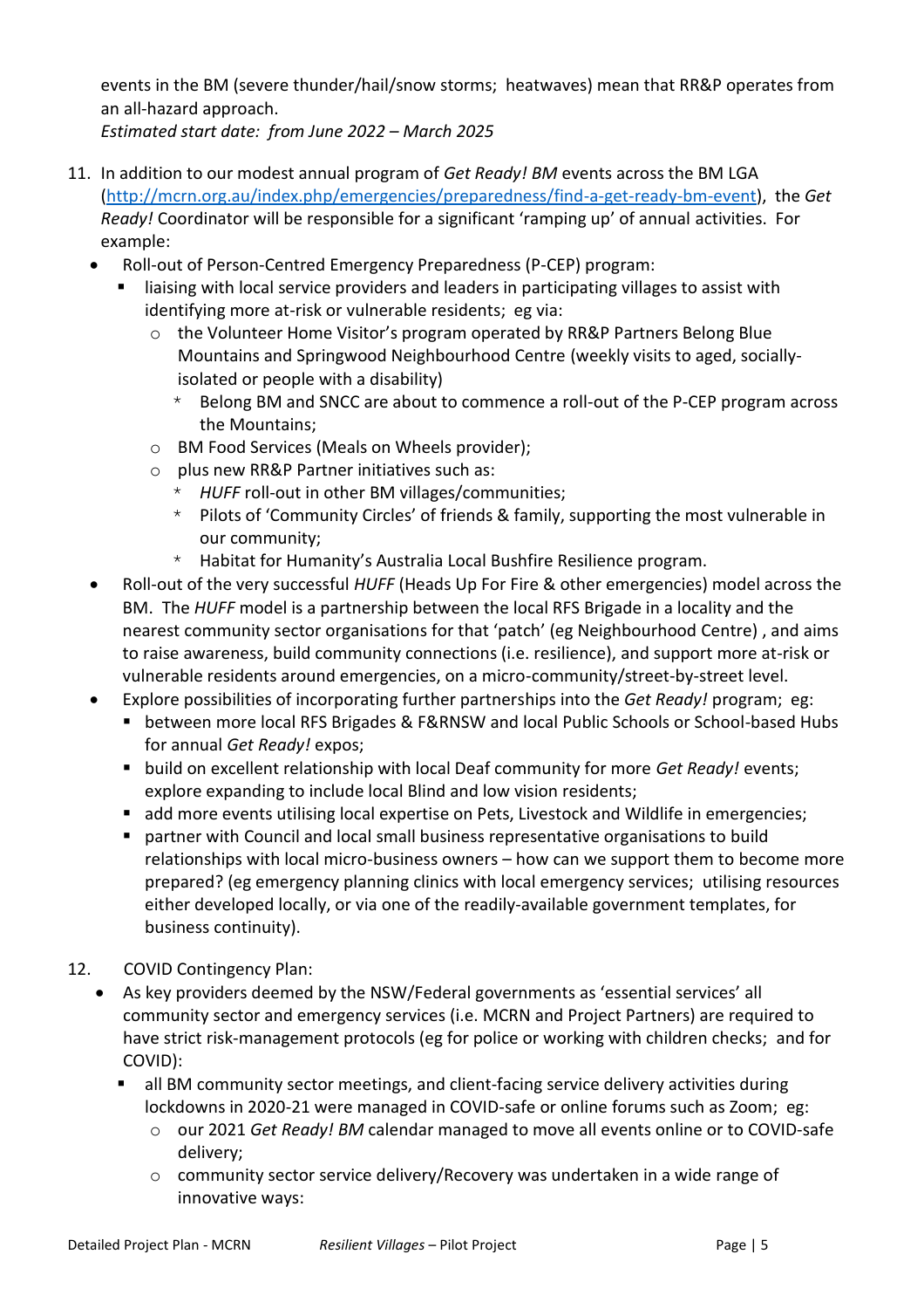events in the BM (severe thunder/hail/snow storms; heatwaves) mean that RR&P operates from an all-hazard approach.
*Estimated start date: from June 2022 – March 2025*

11. In addition to our modest annual program of *Get Ready! BM* events across the BM LGA ([http://mcrn.org.au/index.php/emergencies/preparedness/find-a-get-ready-bm-event](http://mcrn.org.au/index.php/emergencies/preparedness/find-a-get-ready-bm-event)), the *Get Ready!* Coordinator will be responsible for a significant 'ramping up' of annual activities. For example:
   - Roll-out of Person-Centred Emergency Preparedness (P-CEP) program:
     - liaising with local service providers and leaders in participating villages to assist with identifying more at-risk or vulnerable residents; eg via:
       - the Volunteer Home Visitor's program operated by RR&P Partners Belong Blue Mountains and Springwood Neighbourhood Centre (weekly visits to aged, socially-isolated or people with a disability)
         - Belong BM and SNCC are about to commence a roll-out of the P-CEP program across the Mountains;
       - BM Food Services (Meals on Wheels provider);
       - plus new RR&P Partner initiatives such as:
         - *HUFF* roll-out in other BM villages/communities;
         - Pilots of 'Community Circles' of friends & family, supporting the most vulnerable in our community;
         - Habitat for Humanity's Australia Local Bushfire Resilience program.
   - Roll-out of the very successful *HUFF* (Heads Up For Fire & other emergencies) model across the BM. The *HUFF* model is a partnership between the local RFS Brigade in a locality and the nearest community sector organisations for that 'patch' (eg Neighbourhood Centre) , and aims to raise awareness, build community connections (i.e. resilience), and support more at-risk or vulnerable residents around emergencies, on a micro-community/street-by-street level.
   - Explore possibilities of incorporating further partnerships into the *Get Ready!* program; eg:
     - between more local RFS Brigades & F&RNSW and local Public Schools or School-based Hubs for annual *Get Ready!* expos;
     - build on excellent relationship with local Deaf community for more *Get Ready!* events; explore expanding to include local Blind and low vision residents;
     - add more events utilising local expertise on Pets, Livestock and Wildlife in emergencies;
     - partner with Council and local small business representative organisations to build relationships with local micro-business owners – how can we support them to become more prepared? (eg emergency planning clinics with local emergency services; utilising resources either developed locally, or via one of the readily-available government templates, for business continuity).

12. COVID Contingency Plan:
   - As key providers deemed by the NSW/Federal governments as 'essential services' all community sector and emergency services (i.e. MCRN and Project Partners) are required to have strict risk-management protocols (eg for police or working with children checks; and for COVID):
     - all BM community sector meetings, and client-facing service delivery activities during lockdowns in 2020-21 were managed in COVID-safe or online forums such as Zoom; eg:
       - our 2021 *Get Ready! BM* calendar managed to move all events online or to COVID-safe delivery;
       - community sector service delivery/Recovery was undertaken in a wide range of innovative ways: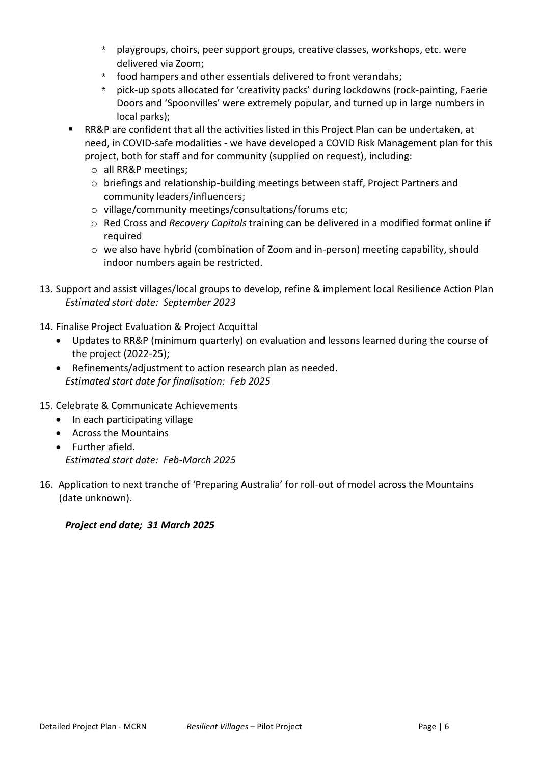- playgroups, choirs, peer support groups, creative classes, workshops, etc. were delivered via Zoom;
  - food hampers and other essentials delivered to front verandahs;
  - pick-up spots allocated for 'creativity packs' during lockdowns (rock-painting, Faerie Doors and 'Spoonvilles' were extremely popular, and turned up in large numbers in local parks);
- RR&P are confident that all the activities listed in this Project Plan can be undertaken, at need, in COVID-safe modalities - we have developed a COVID Risk Management plan for this project, both for staff and for community (supplied on request), including:
  - all RR&P meetings;
  - briefings and relationship-building meetings between staff, Project Partners and community leaders/influencers;
  - village/community meetings/consultations/forums etc;
  - Red Cross and *Recovery Capitals* training can be delivered in a modified format online if required
  - we also have hybrid (combination of Zoom and in-person) meeting capability, should indoor numbers again be restricted.

13. Support and assist villages/local groups to develop, refine & implement local Resilience Action Plan
    *Estimated start date: September 2023*

14. Finalise Project Evaluation & Project Acquittal
    - Updates to RR&P (minimum quarterly) on evaluation and lessons learned during the course of the project (2022-25);
    - Refinements/adjustment to action research plan as needed.

    *Estimated start date for finalisation: Feb 2025*

15. Celebrate & Communicate Achievements
    - In each participating village
    - Across the Mountains
    - Further afield.

    *Estimated start date: Feb-March 2025*

16. Application to next tranche of 'Preparing Australia' for roll-out of model across the Mountains (date unknown).

***Project end date; 31 March 2025***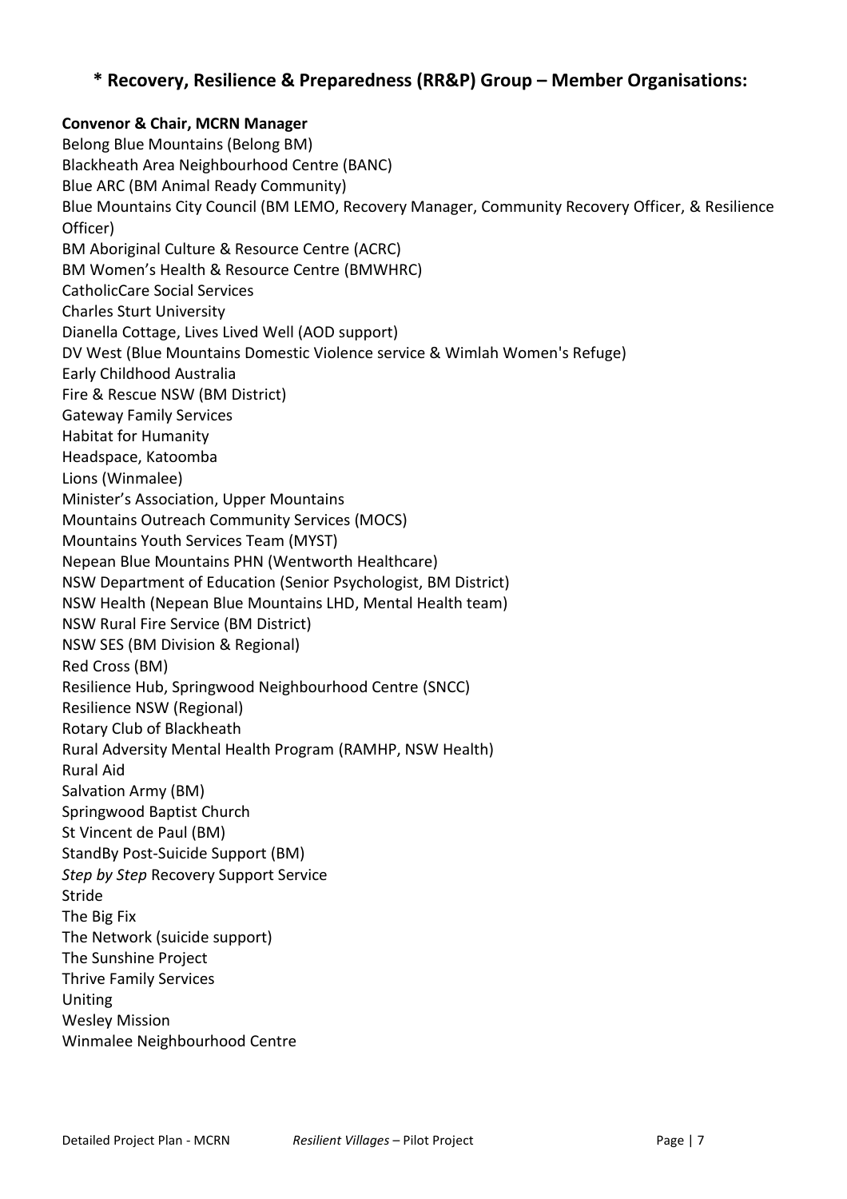## * Recovery, Resilience & Preparedness (RR&P) Group – Member Organisations:

**Convenor & Chair, MCRN Manager**

Belong Blue Mountains (Belong BM)
Blackheath Area Neighbourhood Centre (BANC)
Blue ARC (BM Animal Ready Community)
Blue Mountains City Council (BM LEMO, Recovery Manager, Community Recovery Officer, & Resilience Officer)
BM Aboriginal Culture & Resource Centre (ACRC)
BM Women's Health & Resource Centre (BMWHRC)
CatholicCare Social Services
Charles Sturt University
Dianella Cottage, Lives Lived Well (AOD support)
DV West (Blue Mountains Domestic Violence service & Wimlah Women's Refuge)
Early Childhood Australia
Fire & Rescue NSW (BM District)
Gateway Family Services
Habitat for Humanity
Headspace, Katoomba
Lions (Winmalee)
Minister's Association, Upper Mountains
Mountains Outreach Community Services (MOCS)
Mountains Youth Services Team (MYST)
Nepean Blue Mountains PHN (Wentworth Healthcare)
NSW Department of Education (Senior Psychologist, BM District)
NSW Health (Nepean Blue Mountains LHD, Mental Health team)
NSW Rural Fire Service (BM District)
NSW SES (BM Division & Regional)
Red Cross (BM)
Resilience Hub, Springwood Neighbourhood Centre (SNCC)
Resilience NSW (Regional)
Rotary Club of Blackheath
Rural Adversity Mental Health Program (RAMHP, NSW Health)
Rural Aid
Salvation Army (BM)
Springwood Baptist Church
St Vincent de Paul (BM)
StandBy Post-Suicide Support (BM)
*Step by Step* Recovery Support Service
Stride
The Big Fix
The Network (suicide support)
The Sunshine Project
Thrive Family Services
Uniting
Wesley Mission
Winmalee Neighbourhood Centre